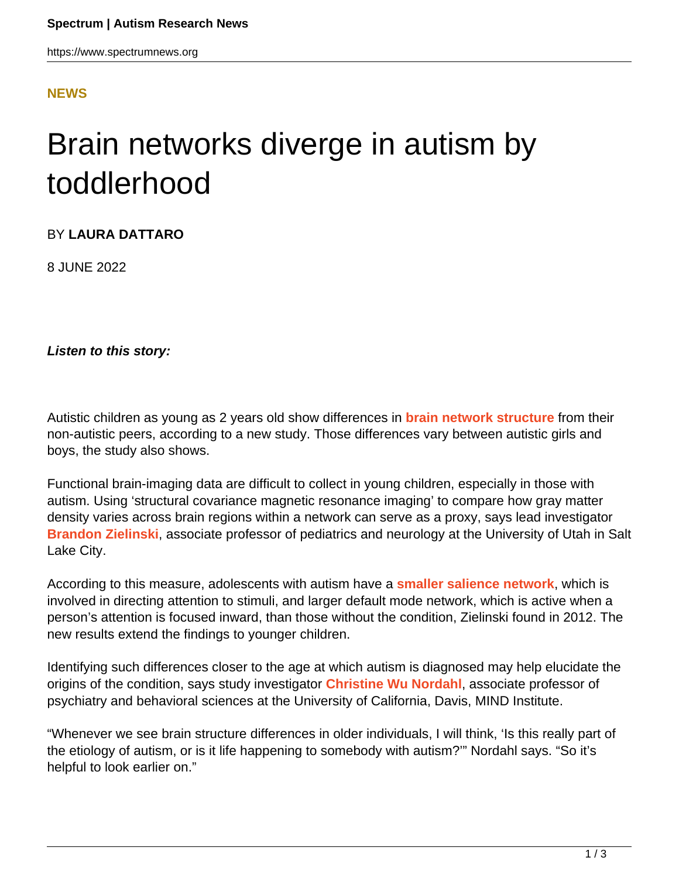**NEWS**

# Brain networks diverge in autism by toddlerhood

BY **LAURA DATTARO**

8 JUNE 2022

***Listen to this story:***

Autistic children as young as 2 years old show differences in **brain network structure** from their non-autistic peers, according to a new study. Those differences vary between autistic girls and boys, the study also shows.

Functional brain-imaging data are difficult to collect in young children, especially in those with autism. Using 'structural covariance magnetic resonance imaging' to compare how gray matter density varies across brain regions within a network can serve as a proxy, says lead investigator **Brandon Zielinski**, associate professor of pediatrics and neurology at the University of Utah in Salt Lake City.

According to this measure, adolescents with autism have a **smaller salience network**, which is involved in directing attention to stimuli, and larger default mode network, which is active when a person's attention is focused inward, than those without the condition, Zielinski found in 2012. The new results extend the findings to younger children.

Identifying such differences closer to the age at which autism is diagnosed may help elucidate the origins of the condition, says study investigator **Christine Wu Nordahl**, associate professor of psychiatry and behavioral sciences at the University of California, Davis, MIND Institute.

"Whenever we see brain structure differences in older individuals, I will think, 'Is this really part of the etiology of autism, or is it life happening to somebody with autism?'" Nordahl says. "So it's helpful to look earlier on."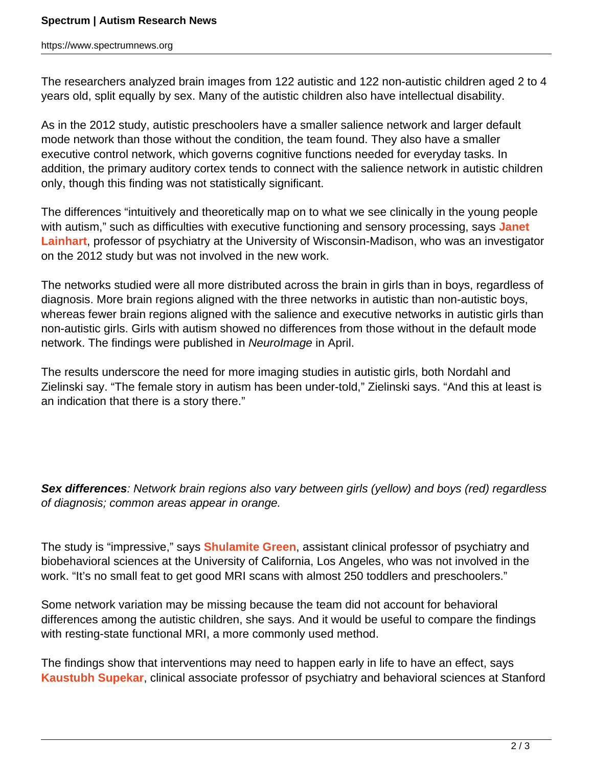The researchers analyzed brain images from 122 autistic and 122 non-autistic children aged 2 to 4 years old, split equally by sex. Many of the autistic children also have intellectual disability.

As in the 2012 study, autistic preschoolers have a smaller salience network and larger default mode network than those without the condition, the team found. They also have a smaller executive control network, which governs cognitive functions needed for everyday tasks. In addition, the primary auditory cortex tends to connect with the salience network in autistic children only, though this finding was not statistically significant.

The differences "intuitively and theoretically map on to what we see clinically in the young people with autism," such as difficulties with executive functioning and sensory processing, says **Janet Lainhart**, professor of psychiatry at the University of Wisconsin-Madison, who was an investigator on the 2012 study but was not involved in the new work.

The networks studied were all more distributed across the brain in girls than in boys, regardless of diagnosis. More brain regions aligned with the three networks in autistic than non-autistic boys, whereas fewer brain regions aligned with the salience and executive networks in autistic girls than non-autistic girls. Girls with autism showed no differences from those without in the default mode network. The findings were published in *NeuroImage* in April.

The results underscore the need for more imaging studies in autistic girls, both Nordahl and Zielinski say. "The female story in autism has been under-told," Zielinski says. "And this at least is an indication that there is a story there."

***Sex differences**: Network brain regions also vary between girls (yellow) and boys (red) regardless of diagnosis; common areas appear in orange.*

The study is "impressive," says **Shulamite Green**, assistant clinical professor of psychiatry and biobehavioral sciences at the University of California, Los Angeles, who was not involved in the work. "It's no small feat to get good MRI scans with almost 250 toddlers and preschoolers."

Some network variation may be missing because the team did not account for behavioral differences among the autistic children, she says. And it would be useful to compare the findings with resting-state functional MRI, a more commonly used method.

The findings show that interventions may need to happen early in life to have an effect, says **Kaustubh Supekar**, clinical associate professor of psychiatry and behavioral sciences at Stanford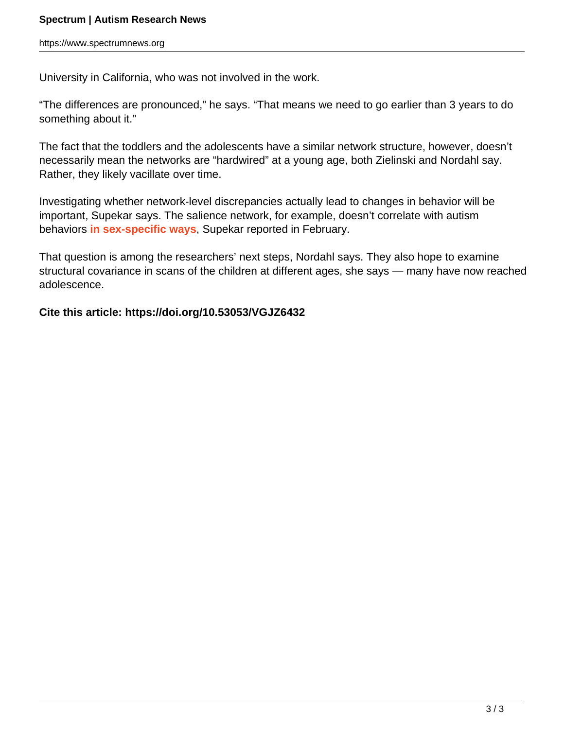University in California, who was not involved in the work.

“The differences are pronounced,” he says. “That means we need to go earlier than 3 years to do something about it.”

The fact that the toddlers and the adolescents have a similar network structure, however, doesn’t necessarily mean the networks are “hardwired” at a young age, both Zielinski and Nordahl say. Rather, they likely vacillate over time.

Investigating whether network-level discrepancies actually lead to changes in behavior will be important, Supekar says. The salience network, for example, doesn’t correlate with autism behaviors **in sex-specific ways**, Supekar reported in February.

That question is among the researchers’ next steps, Nordahl says. They also hope to examine structural covariance in scans of the children at different ages, she says — many have now reached adolescence.

**Cite this article: https://doi.org/10.53053/VGJZ6432**